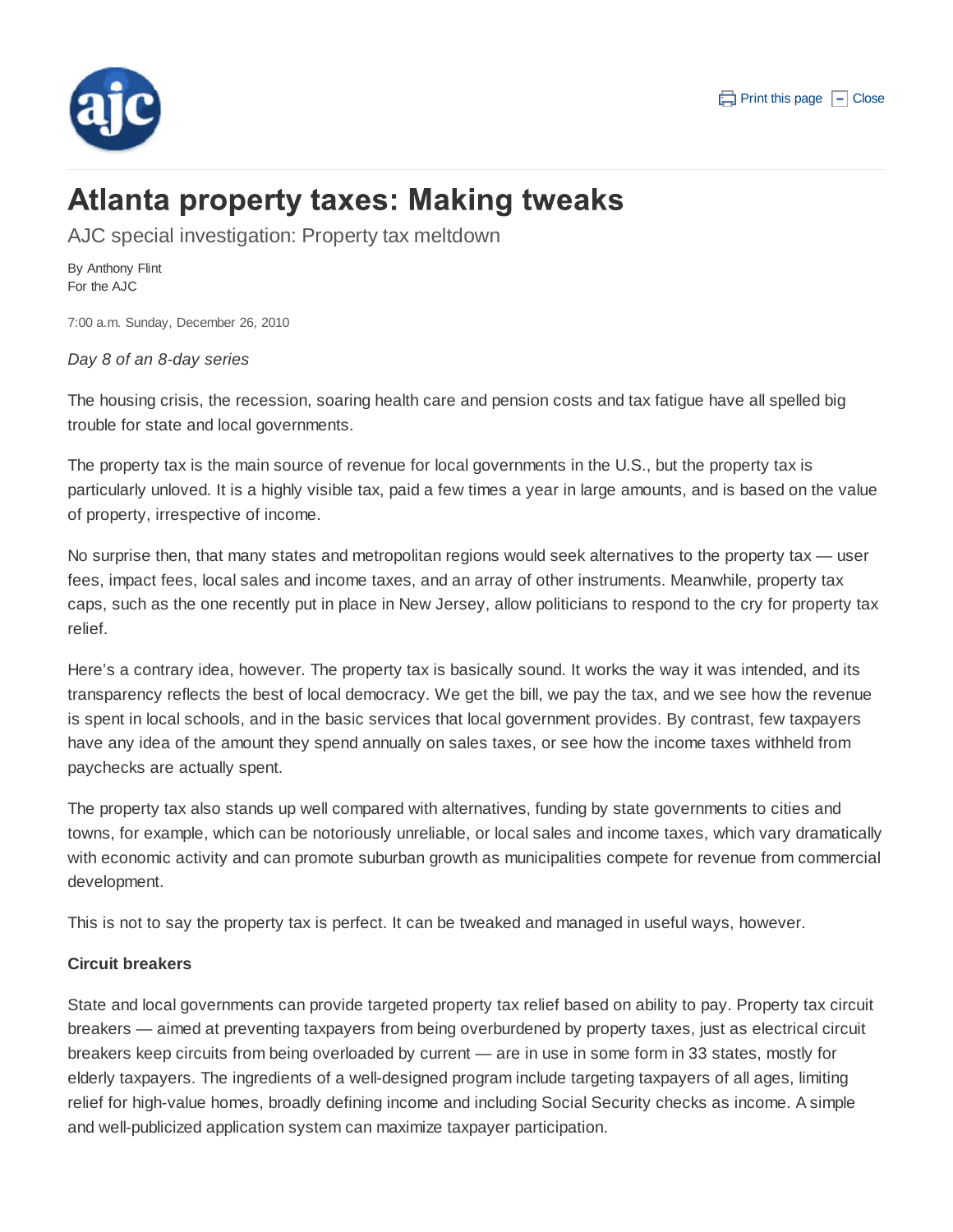# Atlanta property taxes: Making tweaks

AJC special investigation: Property tax meltdown

By Anthony Flint
For the AJC

7:00 a.m. Sunday, December 26, 2010

*Day 8 of an 8-day series*

The housing crisis, the recession, soaring health care and pension costs and tax fatigue have all spelled big trouble for state and local governments.

The property tax is the main source of revenue for local governments in the U.S., but the property tax is particularly unloved. It is a highly visible tax, paid a few times a year in large amounts, and is based on the value of property, irrespective of income.

No surprise then, that many states and metropolitan regions would seek alternatives to the property tax — user fees, impact fees, local sales and income taxes, and an array of other instruments. Meanwhile, property tax caps, such as the one recently put in place in New Jersey, allow politicians to respond to the cry for property tax relief.

Here's a contrary idea, however. The property tax is basically sound. It works the way it was intended, and its transparency reflects the best of local democracy. We get the bill, we pay the tax, and we see how the revenue is spent in local schools, and in the basic services that local government provides. By contrast, few taxpayers have any idea of the amount they spend annually on sales taxes, or see how the income taxes withheld from paychecks are actually spent.

The property tax also stands up well compared with alternatives, funding by state governments to cities and towns, for example, which can be notoriously unreliable, or local sales and income taxes, which vary dramatically with economic activity and can promote suburban growth as municipalities compete for revenue from commercial development.

This is not to say the property tax is perfect. It can be tweaked and managed in useful ways, however.

**Circuit breakers**

State and local governments can provide targeted property tax relief based on ability to pay. Property tax circuit breakers — aimed at preventing taxpayers from being overburdened by property taxes, just as electrical circuit breakers keep circuits from being overloaded by current — are in use in some form in 33 states, mostly for elderly taxpayers. The ingredients of a well-designed program include targeting taxpayers of all ages, limiting relief for high-value homes, broadly defining income and including Social Security checks as income. A simple and well-publicized application system can maximize taxpayer participation.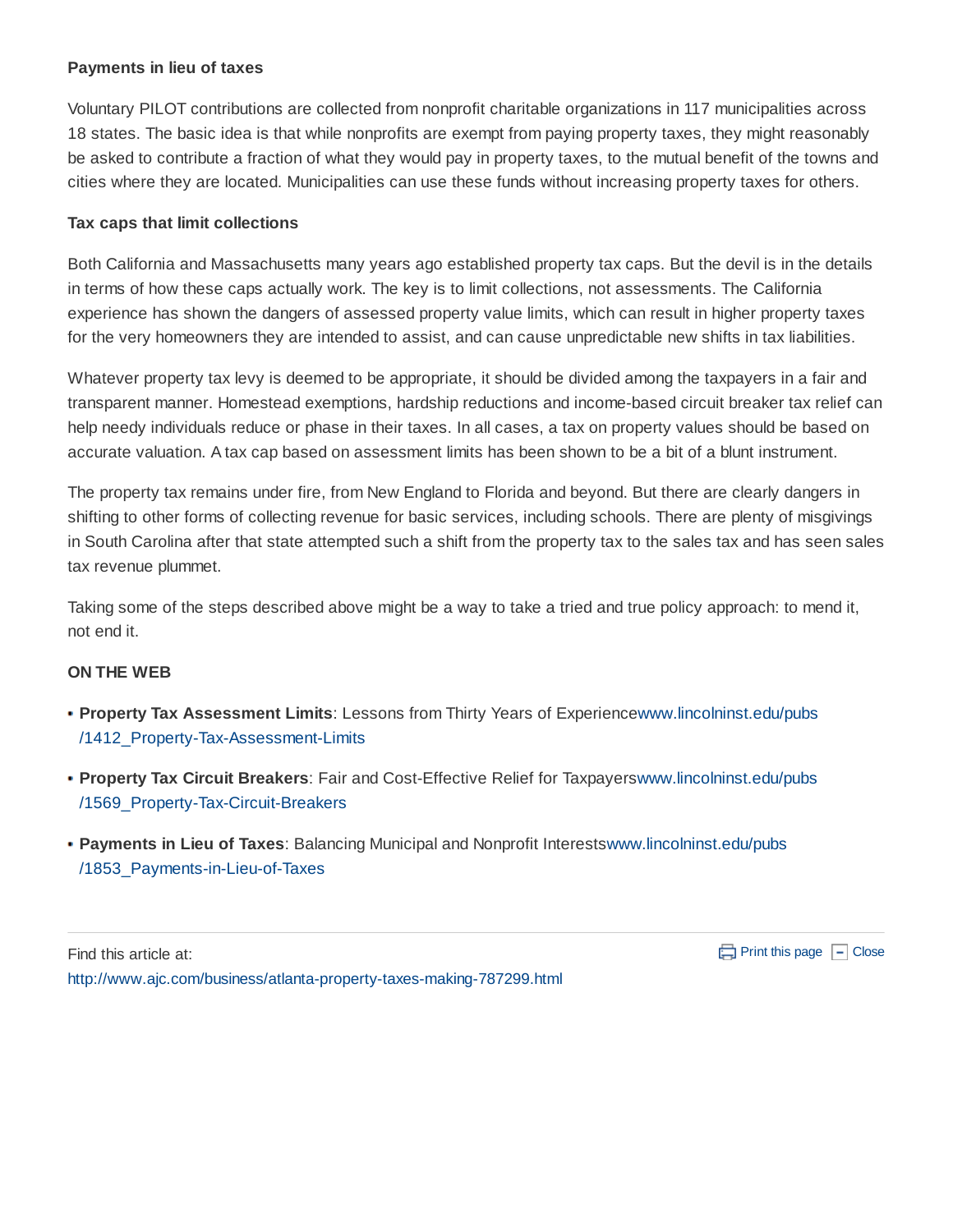**Payments in lieu of taxes**

Voluntary PILOT contributions are collected from nonprofit charitable organizations in 117 municipalities across 18 states. The basic idea is that while nonprofits are exempt from paying property taxes, they might reasonably be asked to contribute a fraction of what they would pay in property taxes, to the mutual benefit of the towns and cities where they are located. Municipalities can use these funds without increasing property taxes for others.

**Tax caps that limit collections**

Both California and Massachusetts many years ago established property tax caps. But the devil is in the details in terms of how these caps actually work. The key is to limit collections, not assessments. The California experience has shown the dangers of assessed property value limits, which can result in higher property taxes for the very homeowners they are intended to assist, and can cause unpredictable new shifts in tax liabilities.

Whatever property tax levy is deemed to be appropriate, it should be divided among the taxpayers in a fair and transparent manner. Homestead exemptions, hardship reductions and income-based circuit breaker tax relief can help needy individuals reduce or phase in their taxes. In all cases, a tax on property values should be based on accurate valuation. A tax cap based on assessment limits has been shown to be a bit of a blunt instrument.

The property tax remains under fire, from New England to Florida and beyond. But there are clearly dangers in shifting to other forms of collecting revenue for basic services, including schools. There are plenty of misgivings in South Carolina after that state attempted such a shift from the property tax to the sales tax and has seen sales tax revenue plummet.

Taking some of the steps described above might be a way to take a tried and true policy approach: to mend it, not end it.

**ON THE WEB**

- **Property Tax Assessment Limits**: Lessons from Thirty Years of Experiencewww.lincolninst.edu/pubs/1412_Property-Tax-Assessment-Limits
- **Property Tax Circuit Breakers**: Fair and Cost-Effective Relief for Taxpayerswww.lincolninst.edu/pubs/1569_Property-Tax-Circuit-Breakers
- **Payments in Lieu of Taxes**: Balancing Municipal and Nonprofit Interestswww.lincolninst.edu/pubs/1853_Payments-in-Lieu-of-Taxes

Find this article at:
http://www.ajc.com/business/atlanta-property-taxes-making-787299.html